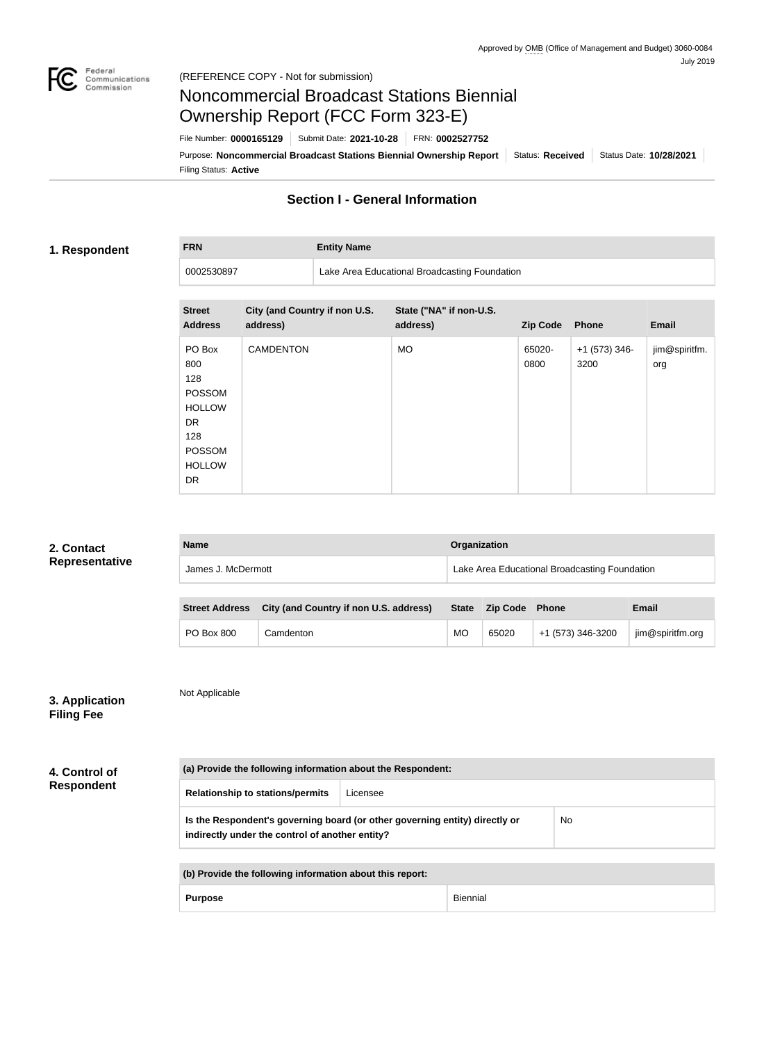Approved by OMB (Office of Management and Budget) 3060-0084
July 2019

(REFERENCE COPY - Not for submission)

# Noncommercial Broadcast Stations Biennial Ownership Report (FCC Form 323-E)

File Number: **0000165129** | Submit Date: **2021-10-28** | FRN: **0002527752**

Purpose: **Noncommercial Broadcast Stations Biennial Ownership Report** | Status: **Received** | Status Date: **10/28/2021**

Filing Status: **Active**

## Section I - General Information

### 1. Respondent

| FRN | Entity Name |
|---|---|
| 0002530897 | Lake Area Educational Broadcasting Foundation |

| Street Address | City (and Country if non U.S. address) | State ("NA" if non-U.S. address) | Zip Code | Phone | Email |
|---|---|---|---|---|---|
| PO Box 800 128 POSSOM HOLLOW DR 128 POSSOM HOLLOW DR | CAMDENTON | MO | 65020-0800 | +1 (573) 346-3200 | jim@spiritfm.org |

### 2. Contact Representative

| Name | Organization |
|---|---|
| James J. McDermott | Lake Area Educational Broadcasting Foundation |

| Street Address | City (and Country if non U.S. address) | State | Zip Code | Phone | Email |
|---|---|---|---|---|---|
| PO Box 800 | Camdenton | MO | 65020 | +1 (573) 346-3200 | jim@spiritfm.org |

### 3. Application Filing Fee

Not Applicable

### 4. Control of Respondent

| (a) Provide the following information about the Respondent: | |
|---|---|
| **Relationship to stations/permits** | Licensee |
| **Is the Respondent's governing board (or other governing entity) directly or indirectly under the control of another entity?** | No |

| (b) Provide the following information about this report: | |
|---|---|
| **Purpose** | Biennial |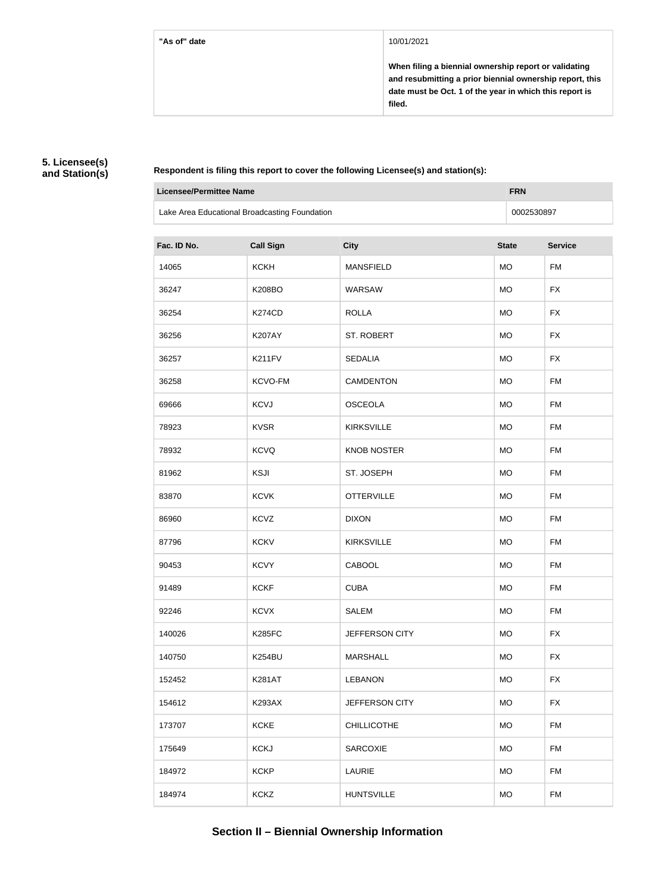| "As of" date | 10/01/2021<br><br>**When filing a biennial ownership report or validating and resubmitting a prior biennial ownership report, this date must be Oct. 1 of the year in which this report is filed.** |
|---|---|

**5. Licensee(s) and Station(s)**

**Respondent is filing this report to cover the following Licensee(s) and station(s):**

| Licensee/Permittee Name | FRN |
|---|---|
| Lake Area Educational Broadcasting Foundation | 0002530897 |

| Fac. ID No. | Call Sign | City | State | Service |
|---|---|---|---|---|
| 14065 | KCKH | MANSFIELD | MO | FM |
| 36247 | K208BO | WARSAW | MO | FX |
| 36254 | K274CD | ROLLA | MO | FX |
| 36256 | K207AY | ST. ROBERT | MO | FX |
| 36257 | K211FV | SEDALIA | MO | FX |
| 36258 | KCVO-FM | CAMDENTON | MO | FM |
| 69666 | KCVJ | OSCEOLA | MO | FM |
| 78923 | KVSR | KIRKSVILLE | MO | FM |
| 78932 | KCVQ | KNOB NOSTER | MO | FM |
| 81962 | KSJI | ST. JOSEPH | MO | FM |
| 83870 | KCVK | OTTERVILLE | MO | FM |
| 86960 | KCVZ | DIXON | MO | FM |
| 87796 | KCKV | KIRKSVILLE | MO | FM |
| 90453 | KCVY | CABOOL | MO | FM |
| 91489 | KCKF | CUBA | MO | FM |
| 92246 | KCVX | SALEM | MO | FM |
| 140026 | K285FC | JEFFERSON CITY | MO | FX |
| 140750 | K254BU | MARSHALL | MO | FX |
| 152452 | K281AT | LEBANON | MO | FX |
| 154612 | K293AX | JEFFERSON CITY | MO | FX |
| 173707 | KCKE | CHILLICOTHE | MO | FM |
| 175649 | KCKJ | SARCOXIE | MO | FM |
| 184972 | KCKP | LAURIE | MO | FM |
| 184974 | KCKZ | HUNTSVILLE | MO | FM |

## Section II – Biennial Ownership Information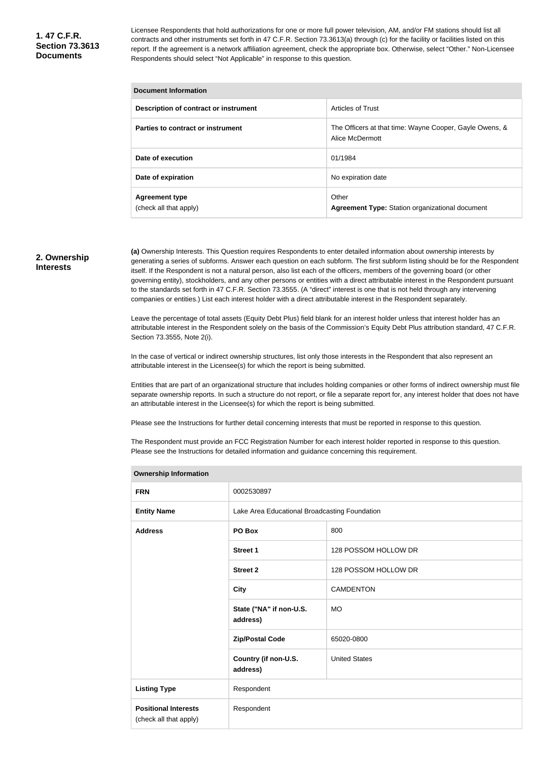## 1. 47 C.F.R. Section 73.3613 Documents

Licensee Respondents that hold authorizations for one or more full power television, AM, and/or FM stations should list all contracts and other instruments set forth in 47 C.F.R. Section 73.3613(a) through (c) for the facility or facilities listed on this report. If the agreement is a network affiliation agreement, check the appropriate box. Otherwise, select "Other." Non-Licensee Respondents should select "Not Applicable" in response to this question.

| Document Information | |
|---|---|
| **Description of contract or instrument** | Articles of Trust |
| **Parties to contract or instrument** | The Officers at that time: Wayne Cooper, Gayle Owens, & Alice McDermott |
| **Date of execution** | 01/1984 |
| **Date of expiration** | No expiration date |
| **Agreement type** (check all that apply) | Other<br>**Agreement Type:** Station organizational document |

## 2. Ownership Interests

**(a)** Ownership Interests. This Question requires Respondents to enter detailed information about ownership interests by generating a series of subforms. Answer each question on each subform. The first subform listing should be for the Respondent itself. If the Respondent is not a natural person, also list each of the officers, members of the governing board (or other governing entity), stockholders, and any other persons or entities with a direct attributable interest in the Respondent pursuant to the standards set forth in 47 C.F.R. Section 73.3555. (A "direct" interest is one that is not held through any intervening companies or entities.) List each interest holder with a direct attributable interest in the Respondent separately.

Leave the percentage of total assets (Equity Debt Plus) field blank for an interest holder unless that interest holder has an attributable interest in the Respondent solely on the basis of the Commission's Equity Debt Plus attribution standard, 47 C.F.R. Section 73.3555, Note 2(i).

In the case of vertical or indirect ownership structures, list only those interests in the Respondent that also represent an attributable interest in the Licensee(s) for which the report is being submitted.

Entities that are part of an organizational structure that includes holding companies or other forms of indirect ownership must file separate ownership reports. In such a structure do not report, or file a separate report for, any interest holder that does not have an attributable interest in the Licensee(s) for which the report is being submitted.

Please see the Instructions for further detail concerning interests that must be reported in response to this question.

The Respondent must provide an FCC Registration Number for each interest holder reported in response to this question. Please see the Instructions for detailed information and guidance concerning this requirement.

| Ownership Information | | |
|---|---|---|
| **FRN** | 0002530897 | |
| **Entity Name** | Lake Area Educational Broadcasting Foundation | |
| **Address** | **PO Box** | 800 |
| | **Street 1** | 128 POSSOM HOLLOW DR |
| | **Street 2** | 128 POSSOM HOLLOW DR |
| | **City** | CAMDENTON |
| | **State ("NA" if non-U.S. address)** | MO |
| | **Zip/Postal Code** | 65020-0800 |
| | **Country (if non-U.S. address)** | United States |
| **Listing Type** | Respondent | |
| **Positional Interests** (check all that apply) | Respondent | |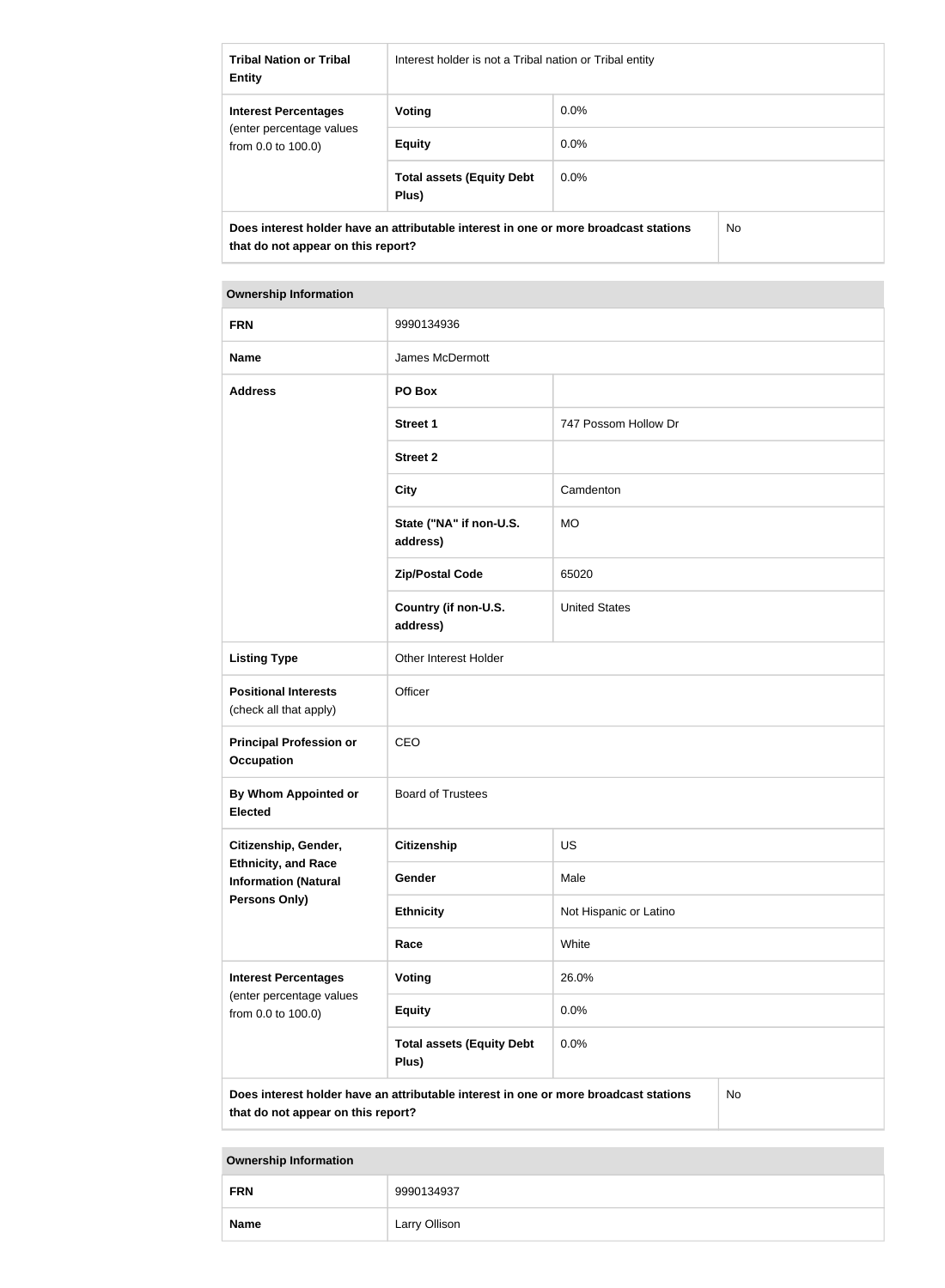| | | |
|---|---|---|
| **Tribal Nation or Tribal Entity** | Interest holder is not a Tribal nation or Tribal entity | |
| **Interest Percentages** (enter percentage values from 0.0 to 100.0) | **Voting** | 0.0% |
| | **Equity** | 0.0% |
| | **Total assets (Equity Debt Plus)** | 0.0% |
| **Does interest holder have an attributable interest in one or more broadcast stations that do not appear on this report?** | | No |

| **Ownership Information** | | |
|---|---|---|
| **FRN** | 9990134936 | |
| **Name** | James McDermott | |
| **Address** | **PO Box** | |
| | **Street 1** | 747 Possom Hollow Dr |
| | **Street 2** | |
| | **City** | Camdenton |
| | **State ("NA" if non-U.S. address)** | MO |
| | **Zip/Postal Code** | 65020 |
| | **Country (if non-U.S. address)** | United States |
| **Listing Type** | Other Interest Holder | |
| **Positional Interests** (check all that apply) | Officer | |
| **Principal Profession or Occupation** | CEO | |
| **By Whom Appointed or Elected** | Board of Trustees | |
| **Citizenship, Gender, Ethnicity, and Race Information (Natural Persons Only)** | **Citizenship** | US |
| | **Gender** | Male |
| | **Ethnicity** | Not Hispanic or Latino |
| | **Race** | White |
| **Interest Percentages** (enter percentage values from 0.0 to 100.0) | **Voting** | 26.0% |
| | **Equity** | 0.0% |
| | **Total assets (Equity Debt Plus)** | 0.0% |
| **Does interest holder have an attributable interest in one or more broadcast stations that do not appear on this report?** | | No |

| **Ownership Information** | |
|---|---|
| **FRN** | 9990134937 |
| **Name** | Larry Ollison |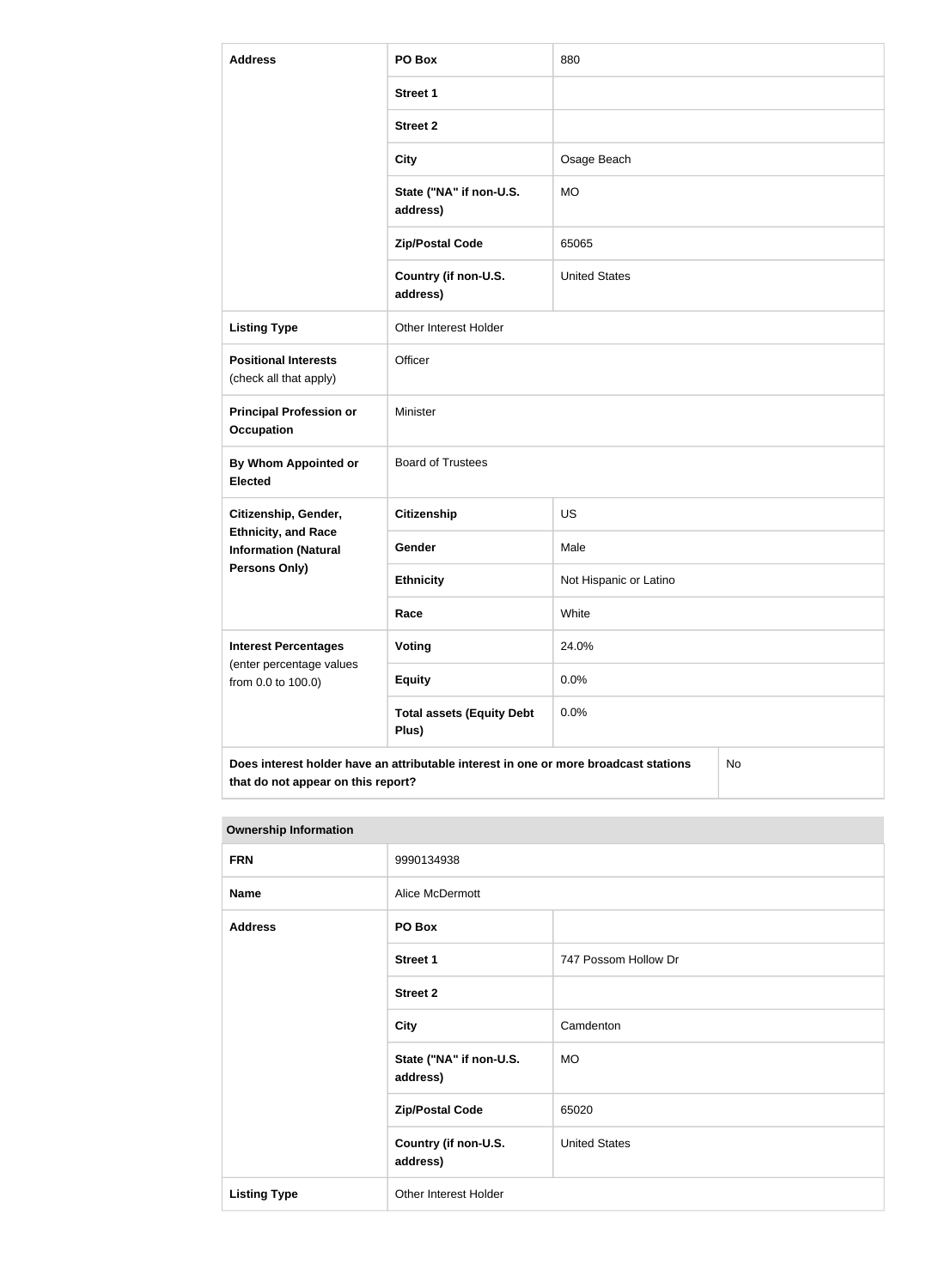| Address | PO Box | 880 |
|---|---|---|
| | Street 1 | |
| | Street 2 | |
| | City | Osage Beach |
| | State ("NA" if non-U.S. address) | MO |
| | Zip/Postal Code | 65065 |
| | Country (if non-U.S. address) | United States |
| Listing Type | Other Interest Holder | |
| Positional Interests (check all that apply) | Officer | |
| Principal Profession or Occupation | Minister | |
| By Whom Appointed or Elected | Board of Trustees | |
| Citizenship, Gender, Ethnicity, and Race Information (Natural Persons Only) | Citizenship | US |
| | Gender | Male |
| | Ethnicity | Not Hispanic or Latino |
| | Race | White |
| Interest Percentages (enter percentage values from 0.0 to 100.0) | Voting | 24.0% |
| | Equity | 0.0% |
| | Total assets (Equity Debt Plus) | 0.0% |
| Does interest holder have an attributable interest in one or more broadcast stations that do not appear on this report? | | No |

| Ownership Information | | |
|---|---|---|
| FRN | 9990134938 | |
| Name | Alice McDermott | |
| Address | PO Box | |
| | Street 1 | 747 Possom Hollow Dr |
| | Street 2 | |
| | City | Camdenton |
| | State ("NA" if non-U.S. address) | MO |
| | Zip/Postal Code | 65020 |
| | Country (if non-U.S. address) | United States |
| Listing Type | Other Interest Holder | |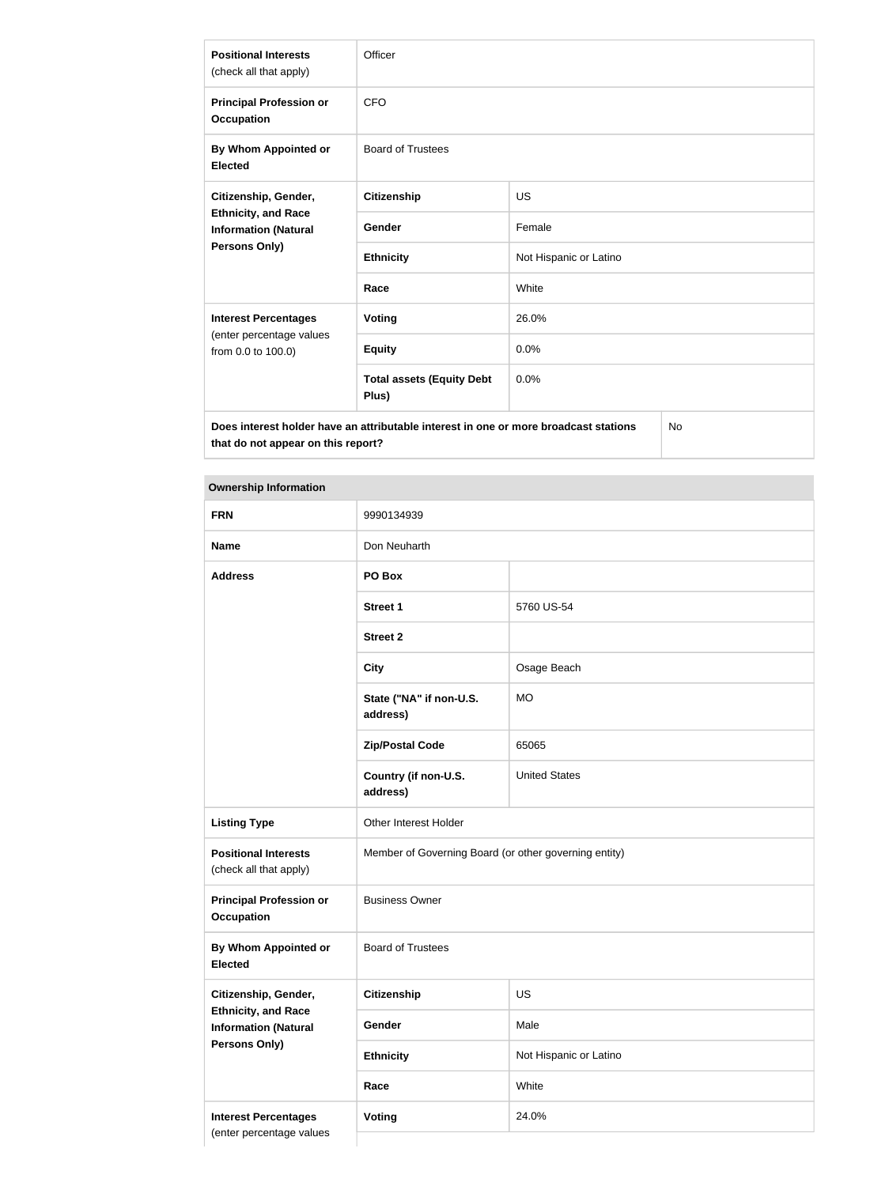| | | |
|---|---|---|
| **Positional Interests** (check all that apply) | Officer | |
| **Principal Profession or Occupation** | CFO | |
| **By Whom Appointed or Elected** | Board of Trustees | |
| **Citizenship, Gender, Ethnicity, and Race Information (Natural Persons Only)** | **Citizenship** | US |
| | **Gender** | Female |
| | **Ethnicity** | Not Hispanic or Latino |
| | **Race** | White |
| **Interest Percentages** (enter percentage values from 0.0 to 100.0) | **Voting** | 26.0% |
| | **Equity** | 0.0% |
| | **Total assets (Equity Debt Plus)** | 0.0% |
| **Does interest holder have an attributable interest in one or more broadcast stations that do not appear on this report?** | | No |

| **Ownership Information** | | |
|---|---|---|
| **FRN** | 9990134939 | |
| **Name** | Don Neuharth | |
| **Address** | **PO Box** | |
| | **Street 1** | 5760 US-54 |
| | **Street 2** | |
| | **City** | Osage Beach |
| | **State ("NA" if non-U.S. address)** | MO |
| | **Zip/Postal Code** | 65065 |
| | **Country (if non-U.S. address)** | United States |
| **Listing Type** | Other Interest Holder | |
| **Positional Interests** (check all that apply) | Member of Governing Board (or other governing entity) | |
| **Principal Profession or Occupation** | Business Owner | |
| **By Whom Appointed or Elected** | Board of Trustees | |
| **Citizenship, Gender, Ethnicity, and Race Information (Natural Persons Only)** | **Citizenship** | US |
| | **Gender** | Male |
| | **Ethnicity** | Not Hispanic or Latino |
| | **Race** | White |
| **Interest Percentages** (enter percentage values | **Voting** | 24.0% |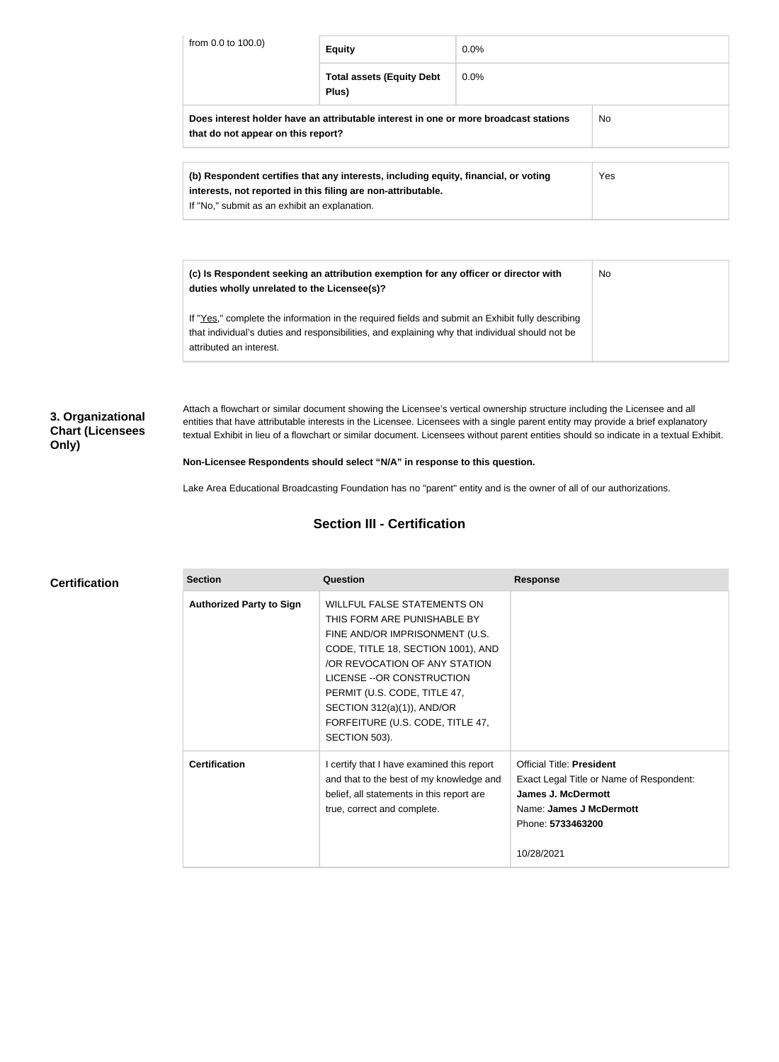| | | |
|---|---|---|
| from 0.0 to 100.0) | **Equity** | 0.0% |
| | **Total assets (Equity Debt Plus)** | 0.0% |

| | |
|---|---|
| **Does interest holder have an attributable interest in one or more broadcast stations that do not appear on this report?** | No |

| | |
|---|---|
| **(b) Respondent certifies that any interests, including equity, financial, or voting interests, not reported in this filing are non-attributable.** If "No," submit as an exhibit an explanation. | Yes |

| | |
|---|---|
| **(c) Is Respondent seeking an attribution exemption for any officer or director with duties wholly unrelated to the Licensee(s)?** If "Yes," complete the information in the required fields and submit an Exhibit fully describing that individual's duties and responsibilities, and explaining why that individual should not be attributed an interest. | No |

## 3. Organizational Chart (Licensees Only)

Attach a flowchart or similar document showing the Licensee's vertical ownership structure including the Licensee and all entities that have attributable interests in the Licensee. Licensees with a single parent entity may provide a brief explanatory textual Exhibit in lieu of a flowchart or similar document. Licensees without parent entities should so indicate in a textual Exhibit.

**Non-Licensee Respondents should select "N/A" in response to this question.**

Lake Area Educational Broadcasting Foundation has no "parent" entity and is the owner of all of our authorizations.

# Section III - Certification

## Certification

| Section | Question | Response |
|---|---|---|
| **Authorized Party to Sign** | WILLFUL FALSE STATEMENTS ON THIS FORM ARE PUNISHABLE BY FINE AND/OR IMPRISONMENT (U.S. CODE, TITLE 18, SECTION 1001), AND /OR REVOCATION OF ANY STATION LICENSE --OR CONSTRUCTION PERMIT (U.S. CODE, TITLE 47, SECTION 312(a)(1)), AND/OR FORFEITURE (U.S. CODE, TITLE 47, SECTION 503). | |
| **Certification** | I certify that I have examined this report and that to the best of my knowledge and belief, all statements in this report are true, correct and complete. | Official Title: **President**<br>Exact Legal Title or Name of Respondent: **James J. McDermott**<br>Name: **James J McDermott**<br>Phone: **5733463200**<br><br>10/28/2021 |